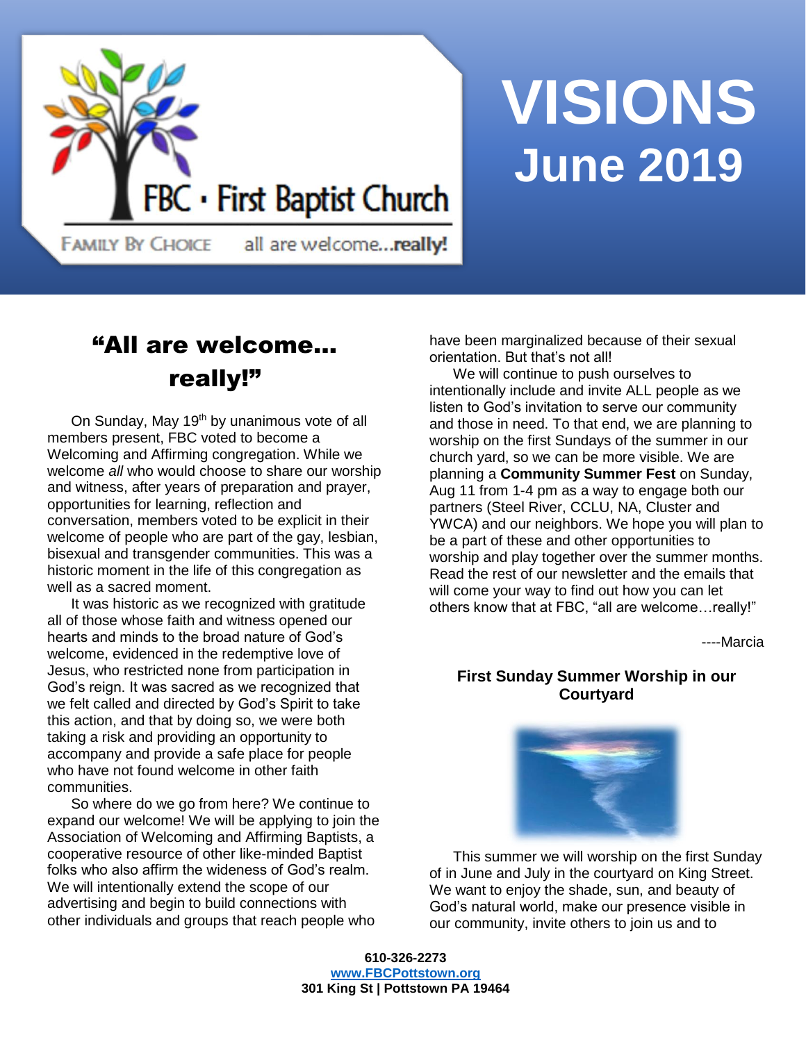FBC · First Baptist Church

FAMILY BY CHOICE    all are welcome...**really!**

# VISIONS
## June 2019

## "All are welcome… really!"

On Sunday, May 19th by unanimous vote of all members present, FBC voted to become a Welcoming and Affirming congregation. While we welcome *all* who would choose to share our worship and witness, after years of preparation and prayer, opportunities for learning, reflection and conversation, members voted to be explicit in their welcome of people who are part of the gay, lesbian, bisexual and transgender communities. This was a historic moment in the life of this congregation as well as a sacred moment.

It was historic as we recognized with gratitude all of those whose faith and witness opened our hearts and minds to the broad nature of God's welcome, evidenced in the redemptive love of Jesus, who restricted none from participation in God's reign. It was sacred as we recognized that we felt called and directed by God's Spirit to take this action, and that by doing so, we were both taking a risk and providing an opportunity to accompany and provide a safe place for people who have not found welcome in other faith communities.

So where do we go from here? We continue to expand our welcome! We will be applying to join the Association of Welcoming and Affirming Baptists, a cooperative resource of other like-minded Baptist folks who also affirm the wideness of God's realm. We will intentionally extend the scope of our advertising and begin to build connections with other individuals and groups that reach people who have been marginalized because of their sexual orientation. But that's not all!

We will continue to push ourselves to intentionally include and invite ALL people as we listen to God's invitation to serve our community and those in need. To that end, we are planning to worship on the first Sundays of the summer in our church yard, so we can be more visible. We are planning a **Community Summer Fest** on Sunday, Aug 11 from 1-4 pm as a way to engage both our partners (Steel River, CCLU, NA, Cluster and YWCA) and our neighbors. We hope you will plan to be a part of these and other opportunities to worship and play together over the summer months. Read the rest of our newsletter and the emails that will come your way to find out how you can let others know that at FBC, "all are welcome…really!"

----Marcia

### First Sunday Summer Worship in our Courtyard

This summer we will worship on the first Sunday of in June and July in the courtyard on King Street. We want to enjoy the shade, sun, and beauty of God's natural world, make our presence visible in our community, invite others to join us and to

**610-326-2273**
**www.FBCPottstown.org**
**301 King St | Pottstown PA 19464**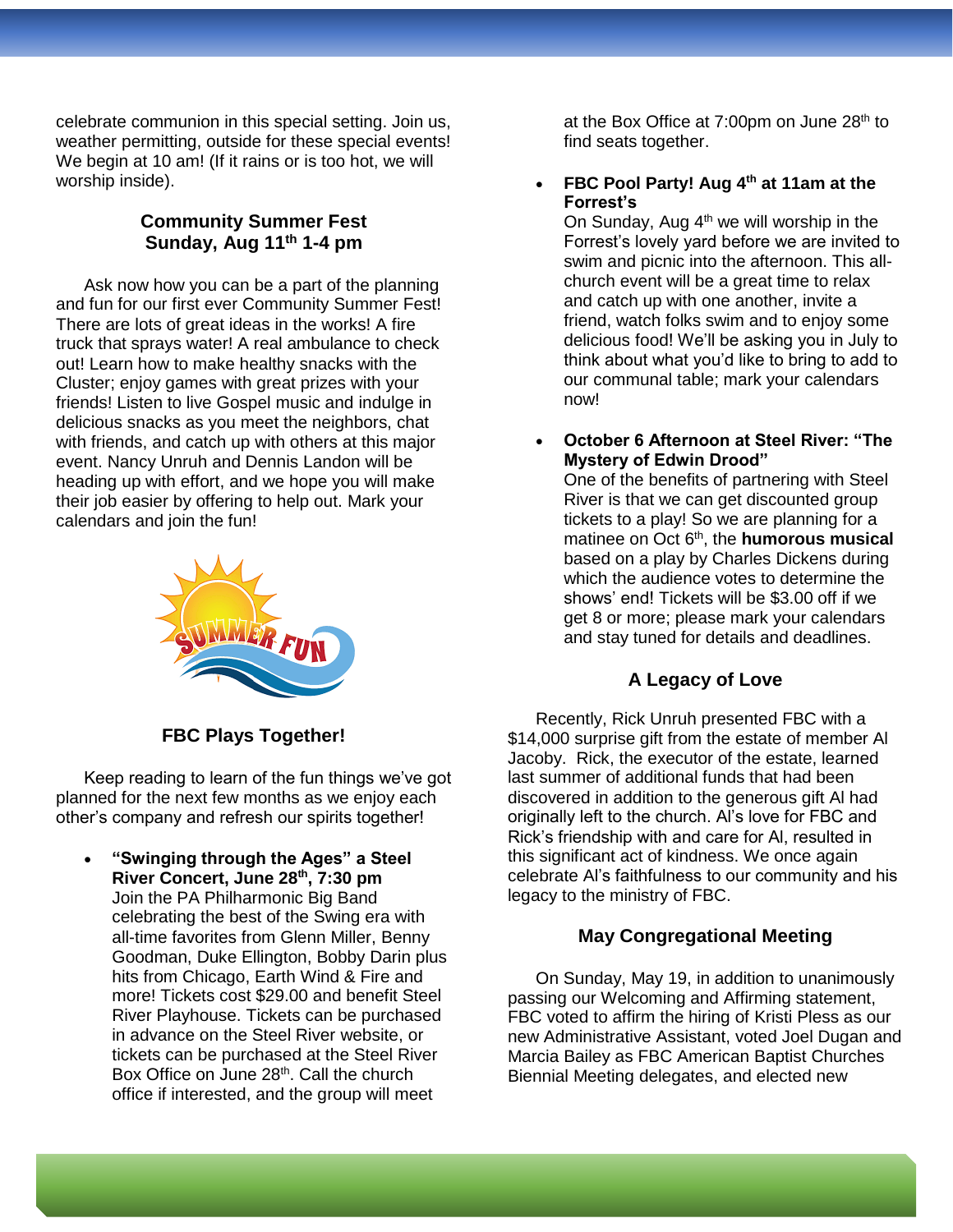celebrate communion in this special setting. Join us, weather permitting, outside for these special events! We begin at 10 am! (If it rains or is too hot, we will worship inside).

### Community Summer Fest
### Sunday, Aug 11th 1-4 pm

Ask now how you can be a part of the planning and fun for our first ever Community Summer Fest! There are lots of great ideas in the works! A fire truck that sprays water! A real ambulance to check out! Learn how to make healthy snacks with the Cluster; enjoy games with great prizes with your friends! Listen to live Gospel music and indulge in delicious snacks as you meet the neighbors, chat with friends, and catch up with others at this major event. Nancy Unruh and Dennis Landon will be heading up with effort, and we hope you will make their job easier by offering to help out. Mark your calendars and join the fun!

### FBC Plays Together!

Keep reading to learn of the fun things we've got planned for the next few months as we enjoy each other's company and refresh our spirits together!

- **"Swinging through the Ages" a Steel River Concert, June 28th, 7:30 pm**
  Join the PA Philharmonic Big Band celebrating the best of the Swing era with all-time favorites from Glenn Miller, Benny Goodman, Duke Ellington, Bobby Darin plus hits from Chicago, Earth Wind & Fire and more! Tickets cost $29.00 and benefit Steel River Playhouse. Tickets can be purchased in advance on the Steel River website, or tickets can be purchased at the Steel River Box Office on June 28th. Call the church office if interested, and the group will meet at the Box Office at 7:00pm on June 28th to find seats together.

- **FBC Pool Party! Aug 4th at 11am at the Forrest's**
  On Sunday, Aug 4th we will worship in the Forrest's lovely yard before we are invited to swim and picnic into the afternoon. This all-church event will be a great time to relax and catch up with one another, invite a friend, watch folks swim and to enjoy some delicious food! We'll be asking you in July to think about what you'd like to bring to add to our communal table; mark your calendars now!

- **October 6 Afternoon at Steel River: "The Mystery of Edwin Drood"**
  One of the benefits of partnering with Steel River is that we can get discounted group tickets to a play! So we are planning for a matinee on Oct 6th, the **humorous musical** based on a play by Charles Dickens during which the audience votes to determine the shows' end! Tickets will be $3.00 off if we get 8 or more; please mark your calendars and stay tuned for details and deadlines.

### A Legacy of Love

Recently, Rick Unruh presented FBC with a $14,000 surprise gift from the estate of member Al Jacoby. Rick, the executor of the estate, learned last summer of additional funds that had been discovered in addition to the generous gift Al had originally left to the church. Al's love for FBC and Rick's friendship with and care for Al, resulted in this significant act of kindness. We once again celebrate Al's faithfulness to our community and his legacy to the ministry of FBC.

### May Congregational Meeting

On Sunday, May 19, in addition to unanimously passing our Welcoming and Affirming statement, FBC voted to affirm the hiring of Kristi Pless as our new Administrative Assistant, voted Joel Dugan and Marcia Bailey as FBC American Baptist Churches Biennial Meeting delegates, and elected new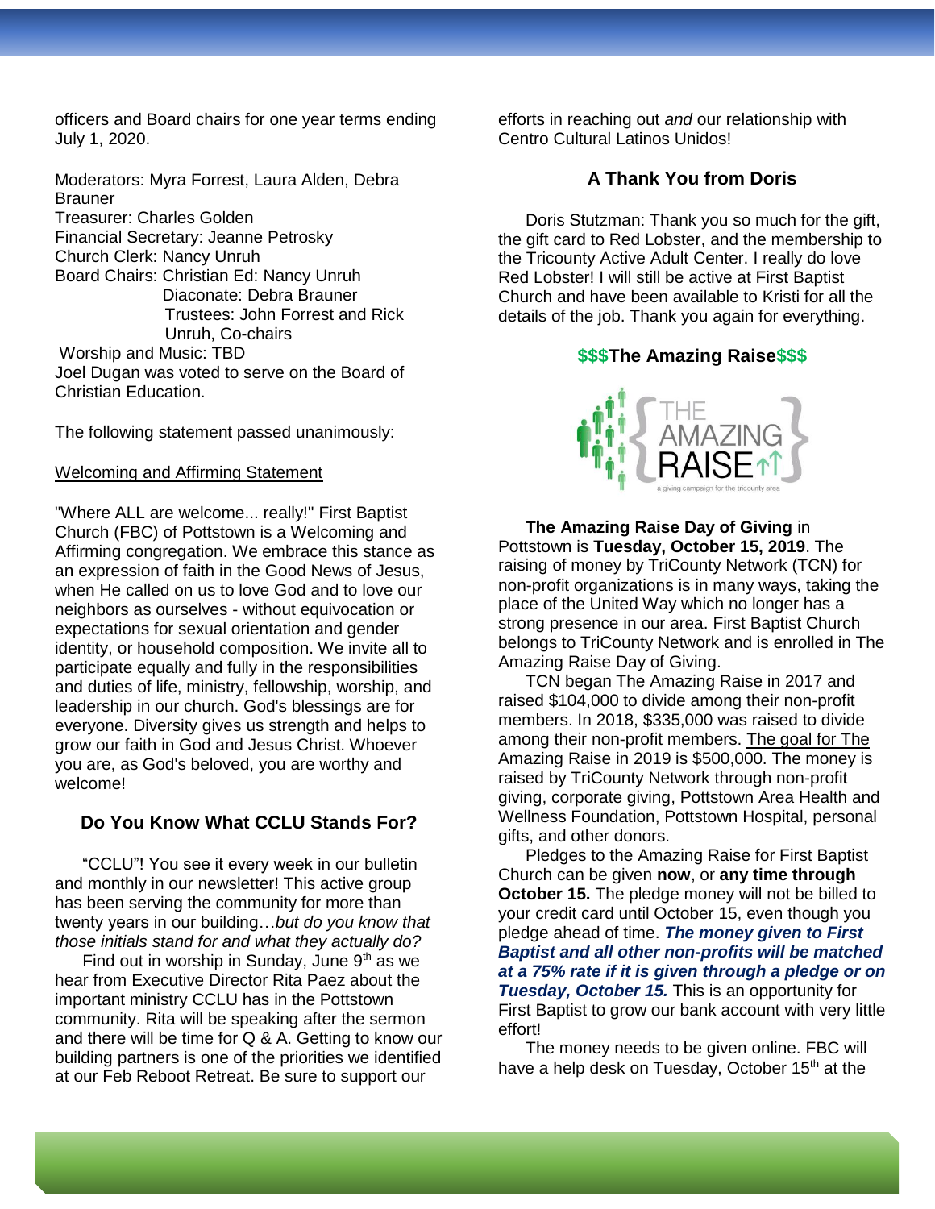officers and Board chairs for one year terms ending July 1, 2020.

Moderators: Myra Forrest, Laura Alden, Debra Brauner
Treasurer: Charles Golden
Financial Secretary: Jeanne Petrosky
Church Clerk: Nancy Unruh
Board Chairs: Christian Ed: Nancy Unruh
Diaconate: Debra Brauner
Trustees: John Forrest and Rick Unruh, Co-chairs
Worship and Music: TBD
Joel Dugan was voted to serve on the Board of Christian Education.

The following statement passed unanimously:

Welcoming and Affirming Statement

"Where ALL are welcome... really!" First Baptist Church (FBC) of Pottstown is a Welcoming and Affirming congregation. We embrace this stance as an expression of faith in the Good News of Jesus, when He called on us to love God and to love our neighbors as ourselves - without equivocation or expectations for sexual orientation and gender identity, or household composition. We invite all to participate equally and fully in the responsibilities and duties of life, ministry, fellowship, worship, and leadership in our church. God's blessings are for everyone. Diversity gives us strength and helps to grow our faith in God and Jesus Christ. Whoever you are, as God's beloved, you are worthy and welcome!

## Do You Know What CCLU Stands For?

"CCLU"! You see it every week in our bulletin and monthly in our newsletter! This active group has been serving the community for more than twenty years in our building…*but do you know that those initials stand for and what they actually do?*

Find out in worship in Sunday, June 9th as we hear from Executive Director Rita Paez about the important ministry CCLU has in the Pottstown community. Rita will be speaking after the sermon and there will be time for Q & A. Getting to know our building partners is one of the priorities we identified at our Feb Reboot Retreat. Be sure to support our efforts in reaching out *and* our relationship with Centro Cultural Latinos Unidos!

## A Thank You from Doris

Doris Stutzman: Thank you so much for the gift, the gift card to Red Lobster, and the membership to the Tricounty Active Adult Center. I really do love Red Lobster! I will still be active at First Baptist Church and have been available to Kristi for all the details of the job. Thank you again for everything.

## $$$The Amazing Raise$$$

**The Amazing Raise Day of Giving** in Pottstown is **Tuesday, October 15, 2019**. The raising of money by TriCounty Network (TCN) for non-profit organizations is in many ways, taking the place of the United Way which no longer has a strong presence in our area. First Baptist Church belongs to TriCounty Network and is enrolled in The Amazing Raise Day of Giving.

TCN began The Amazing Raise in 2017 and raised $104,000 to divide among their non-profit members. In 2018, $335,000 was raised to divide among their non-profit members. The goal for The Amazing Raise in 2019 is $500,000. The money is raised by TriCounty Network through non-profit giving, corporate giving, Pottstown Area Health and Wellness Foundation, Pottstown Hospital, personal gifts, and other donors.

Pledges to the Amazing Raise for First Baptist Church can be given **now**, or **any time through October 15.** The pledge money will not be billed to your credit card until October 15, even though you pledge ahead of time. ***The money given to First Baptist and all other non-profits will be matched at a 75% rate if it is given through a pledge or on Tuesday, October 15.*** This is an opportunity for First Baptist to grow our bank account with very little effort!

The money needs to be given online. FBC will have a help desk on Tuesday, October 15th at the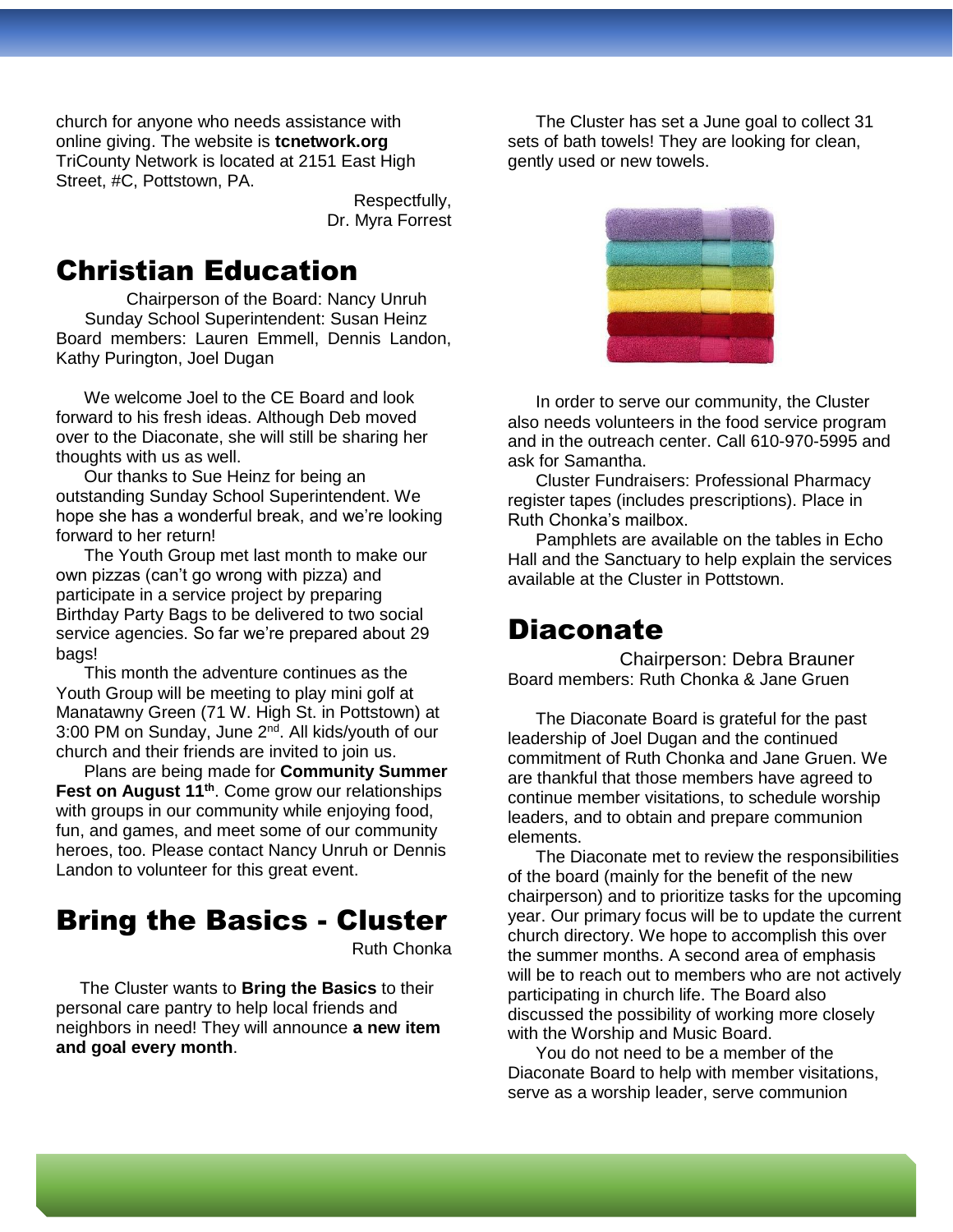church for anyone who needs assistance with online giving. The website is **tcnetwork.org** TriCounty Network is located at 2151 East High Street, #C, Pottstown, PA.

Respectfully,
Dr. Myra Forrest

# Christian Education

Chairperson of the Board: Nancy Unruh
Sunday School Superintendent: Susan Heinz
Board members: Lauren Emmell, Dennis Landon, Kathy Purington, Joel Dugan

We welcome Joel to the CE Board and look forward to his fresh ideas. Although Deb moved over to the Diaconate, she will still be sharing her thoughts with us as well.

Our thanks to Sue Heinz for being an outstanding Sunday School Superintendent. We hope she has a wonderful break, and we're looking forward to her return!

The Youth Group met last month to make our own pizzas (can't go wrong with pizza) and participate in a service project by preparing Birthday Party Bags to be delivered to two social service agencies. So far we're prepared about 29 bags!

This month the adventure continues as the Youth Group will be meeting to play mini golf at Manatawny Green (71 W. High St. in Pottstown) at 3:00 PM on Sunday, June 2nd. All kids/youth of our church and their friends are invited to join us.

Plans are being made for **Community Summer Fest on August 11th**. Come grow our relationships with groups in our community while enjoying food, fun, and games, and meet some of our community heroes, too. Please contact Nancy Unruh or Dennis Landon to volunteer for this great event.

# Bring the Basics - Cluster

Ruth Chonka

The Cluster wants to **Bring the Basics** to their personal care pantry to help local friends and neighbors in need! They will announce **a new item and goal every month**.

The Cluster has set a June goal to collect 31 sets of bath towels! They are looking for clean, gently used or new towels.

In order to serve our community, the Cluster also needs volunteers in the food service program and in the outreach center. Call 610-970-5995 and ask for Samantha.

Cluster Fundraisers: Professional Pharmacy register tapes (includes prescriptions). Place in Ruth Chonka's mailbox.

Pamphlets are available on the tables in Echo Hall and the Sanctuary to help explain the services available at the Cluster in Pottstown.

# Diaconate

Chairperson: Debra Brauner
Board members: Ruth Chonka & Jane Gruen

The Diaconate Board is grateful for the past leadership of Joel Dugan and the continued commitment of Ruth Chonka and Jane Gruen. We are thankful that those members have agreed to continue member visitations, to schedule worship leaders, and to obtain and prepare communion elements.

The Diaconate met to review the responsibilities of the board (mainly for the benefit of the new chairperson) and to prioritize tasks for the upcoming year. Our primary focus will be to update the current church directory. We hope to accomplish this over the summer months. A second area of emphasis will be to reach out to members who are not actively participating in church life. The Board also discussed the possibility of working more closely with the Worship and Music Board.

You do not need to be a member of the Diaconate Board to help with member visitations, serve as a worship leader, serve communion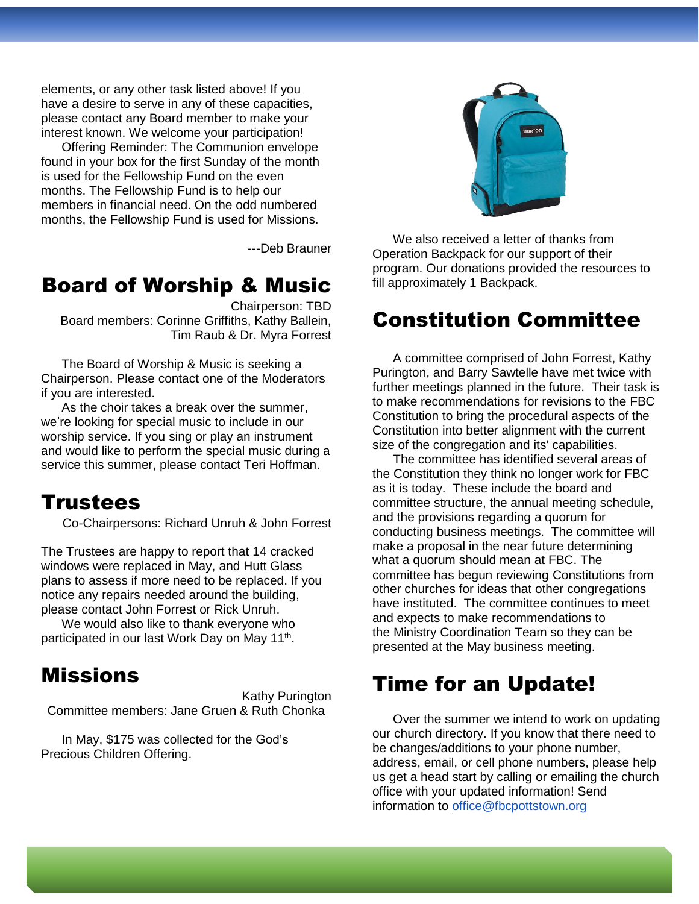elements, or any other task listed above! If you have a desire to serve in any of these capacities, please contact any Board member to make your interest known. We welcome your participation!

Offering Reminder: The Communion envelope found in your box for the first Sunday of the month is used for the Fellowship Fund on the even months. The Fellowship Fund is to help our members in financial need. On the odd numbered months, the Fellowship Fund is used for Missions.

---Deb Brauner

# Board of Worship & Music

Chairperson: TBD
Board members: Corinne Griffiths, Kathy Ballein, Tim Raub & Dr. Myra Forrest

The Board of Worship & Music is seeking a Chairperson. Please contact one of the Moderators if you are interested.

As the choir takes a break over the summer, we're looking for special music to include in our worship service. If you sing or play an instrument and would like to perform the special music during a service this summer, please contact Teri Hoffman.

# Trustees

Co-Chairpersons: Richard Unruh & John Forrest

The Trustees are happy to report that 14 cracked windows were replaced in May, and Hutt Glass plans to assess if more need to be replaced. If you notice any repairs needed around the building, please contact John Forrest or Rick Unruh.

We would also like to thank everyone who participated in our last Work Day on May 11th.

# Missions

Kathy Purington
Committee members: Jane Gruen & Ruth Chonka

In May, $175 was collected for the God's Precious Children Offering.

We also received a letter of thanks from Operation Backpack for our support of their program. Our donations provided the resources to fill approximately 1 Backpack.

# Constitution Committee

A committee comprised of John Forrest, Kathy Purington, and Barry Sawtelle have met twice with further meetings planned in the future. Their task is to make recommendations for revisions to the FBC Constitution to bring the procedural aspects of the Constitution into better alignment with the current size of the congregation and its' capabilities.

The committee has identified several areas of the Constitution they think no longer work for FBC as it is today. These include the board and committee structure, the annual meeting schedule, and the provisions regarding a quorum for conducting business meetings. The committee will make a proposal in the near future determining what a quorum should mean at FBC. The committee has begun reviewing Constitutions from other churches for ideas that other congregations have instituted. The committee continues to meet and expects to make recommendations to the Ministry Coordination Team so they can be presented at the May business meeting.

# Time for an Update!

Over the summer we intend to work on updating our church directory. If you know that there need to be changes/additions to your phone number, address, email, or cell phone numbers, please help us get a head start by calling or emailing the church office with your updated information! Send information to office@fbcpottstown.org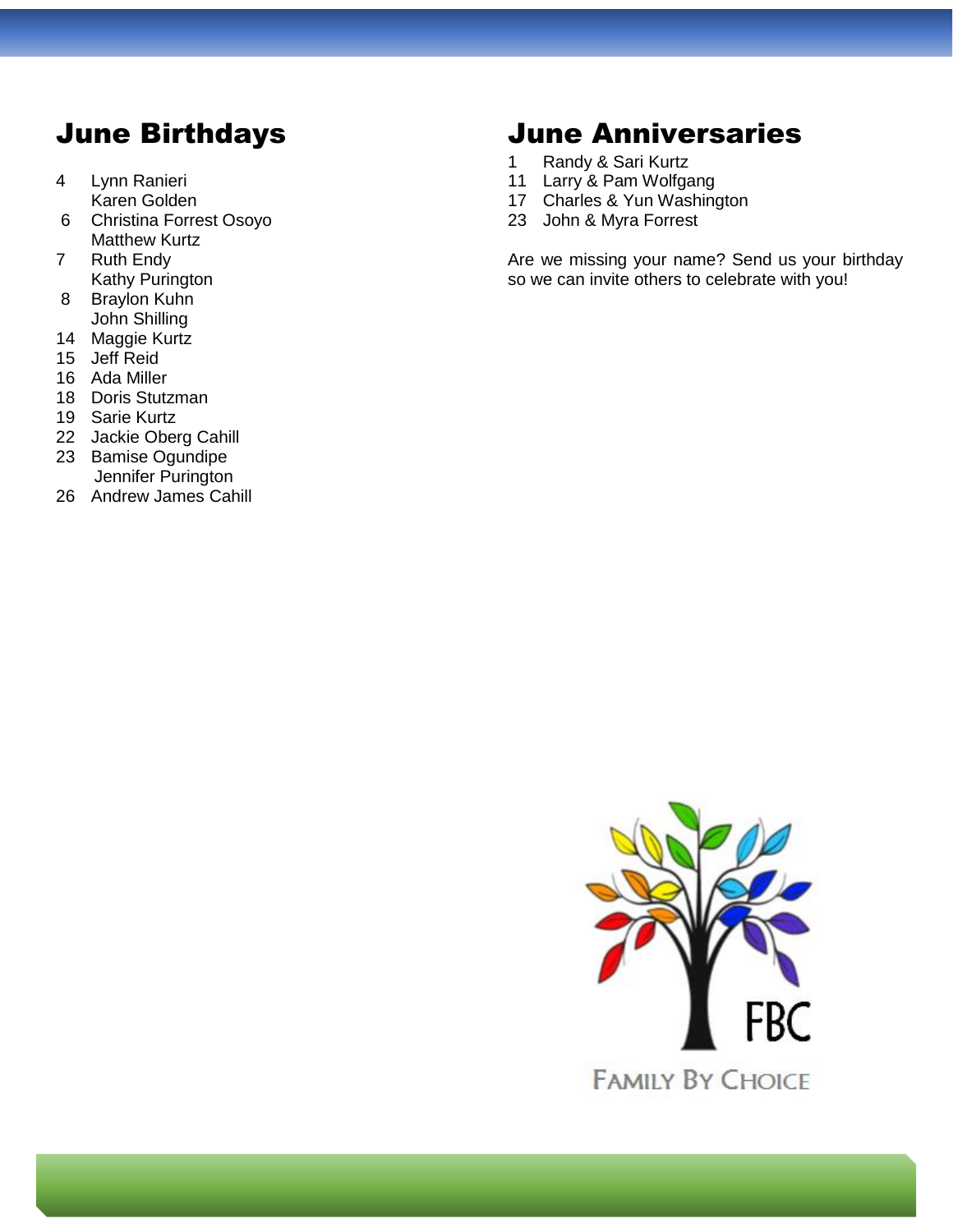## June Birthdays

4 Lynn Ranieri
 Karen Golden
6 Christina Forrest Osoyo
 Matthew Kurtz
7 Ruth Endy
 Kathy Purington
8 Braylon Kuhn
 John Shilling
14 Maggie Kurtz
15 Jeff Reid
16 Ada Miller
18 Doris Stutzman
19 Sarie Kurtz
22 Jackie Oberg Cahill
23 Bamise Ogundipe
 Jennifer Purington
26 Andrew James Cahill

## June Anniversaries

1 Randy & Sari Kurtz
11 Larry & Pam Wolfgang
17 Charles & Yun Washington
23 John & Myra Forrest

Are we missing your name? Send us your birthday so we can invite others to celebrate with you!

FBC

FAMILY BY CHOICE